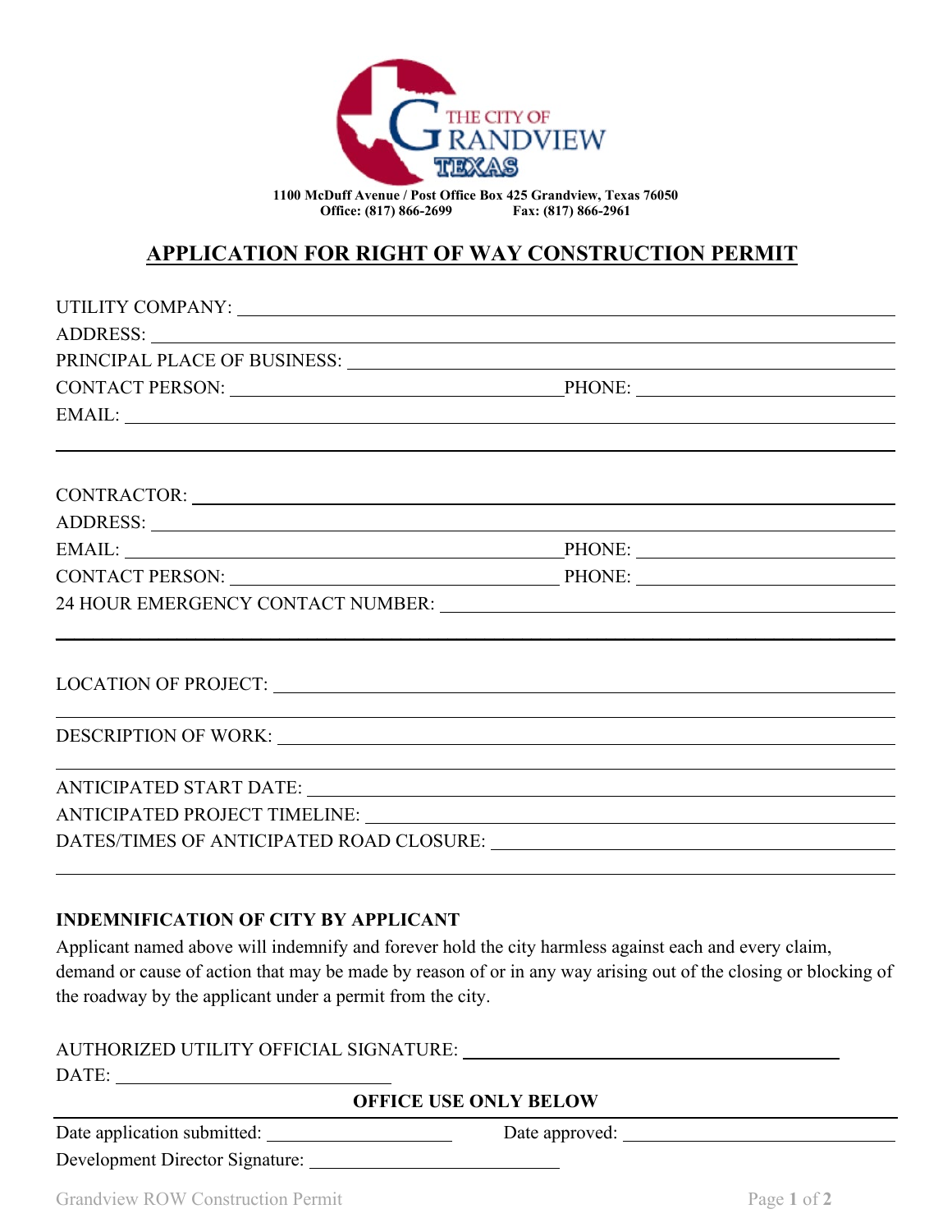THE CITY OF GRANDVIEW TEXAS

1100 McDuff Avenue / Post Office Box 425 Grandview, Texas 76050
Office: (817) 866-2699 Fax: (817) 866-2961

# APPLICATION FOR RIGHT OF WAY CONSTRUCTION PERMIT

UTILITY COMPANY: ______________________________

ADDRESS: ______________________________

PRINCIPAL PLACE OF BUSINESS: ______________________________

CONTACT PERSON: ______________________ PHONE: ______________________

EMAIL: ______________________________

---

CONTRACTOR: ______________________________

ADDRESS: ______________________________

EMAIL: ______________________ PHONE: ______________________

CONTACT PERSON: ______________________ PHONE: ______________________

24 HOUR EMERGENCY CONTACT NUMBER: ______________________________

---

LOCATION OF PROJECT: ______________________________

______________________________

DESCRIPTION OF WORK: ______________________________

______________________________

ANTICIPATED START DATE: ______________________________

ANTICIPATED PROJECT TIMELINE: ______________________________

DATES/TIMES OF ANTICIPATED ROAD CLOSURE: ______________________________

______________________________

**INDEMNIFICATION OF CITY BY APPLICANT**

Applicant named above will indemnify and forever hold the city harmless against each and every claim, demand or cause of action that may be made by reason of or in any way arising out of the closing or blocking of the roadway by the applicant under a permit from the city.

AUTHORIZED UTILITY OFFICIAL SIGNATURE: ______________________________

DATE: ______________________

**OFFICE USE ONLY BELOW**

Date application submitted: ______________________ Date approved: ______________________

Development Director Signature: ______________________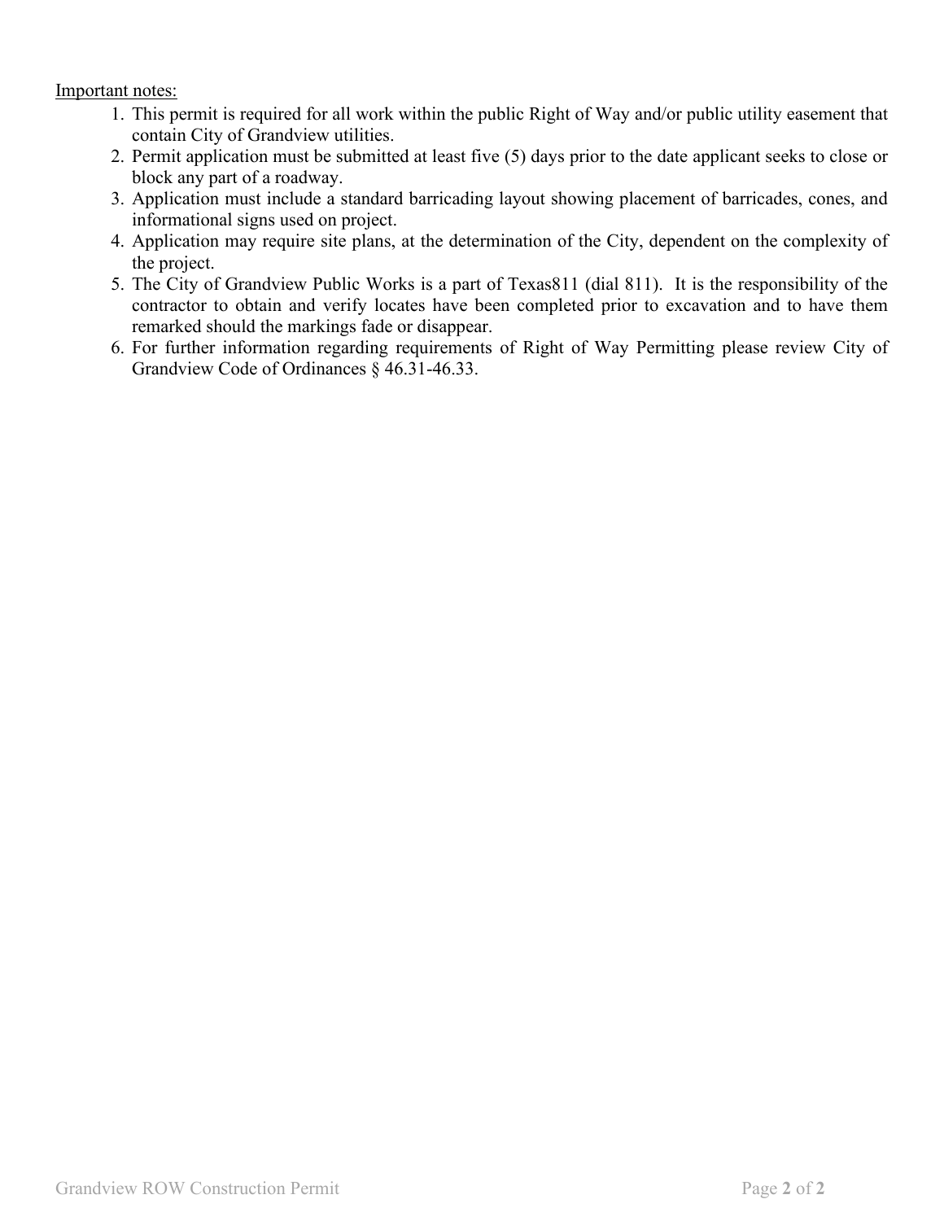<u>Important notes:</u>

1. This permit is required for all work within the public Right of Way and/or public utility easement that contain City of Grandview utilities.
2. Permit application must be submitted at least five (5) days prior to the date applicant seeks to close or block any part of a roadway.
3. Application must include a standard barricading layout showing placement of barricades, cones, and informational signs used on project.
4. Application may require site plans, at the determination of the City, dependent on the complexity of the project.
5. The City of Grandview Public Works is a part of Texas811 (dial 811). It is the responsibility of the contractor to obtain and verify locates have been completed prior to excavation and to have them remarked should the markings fade or disappear.
6. For further information regarding requirements of Right of Way Permitting please review City of Grandview Code of Ordinances § 46.31-46.33.